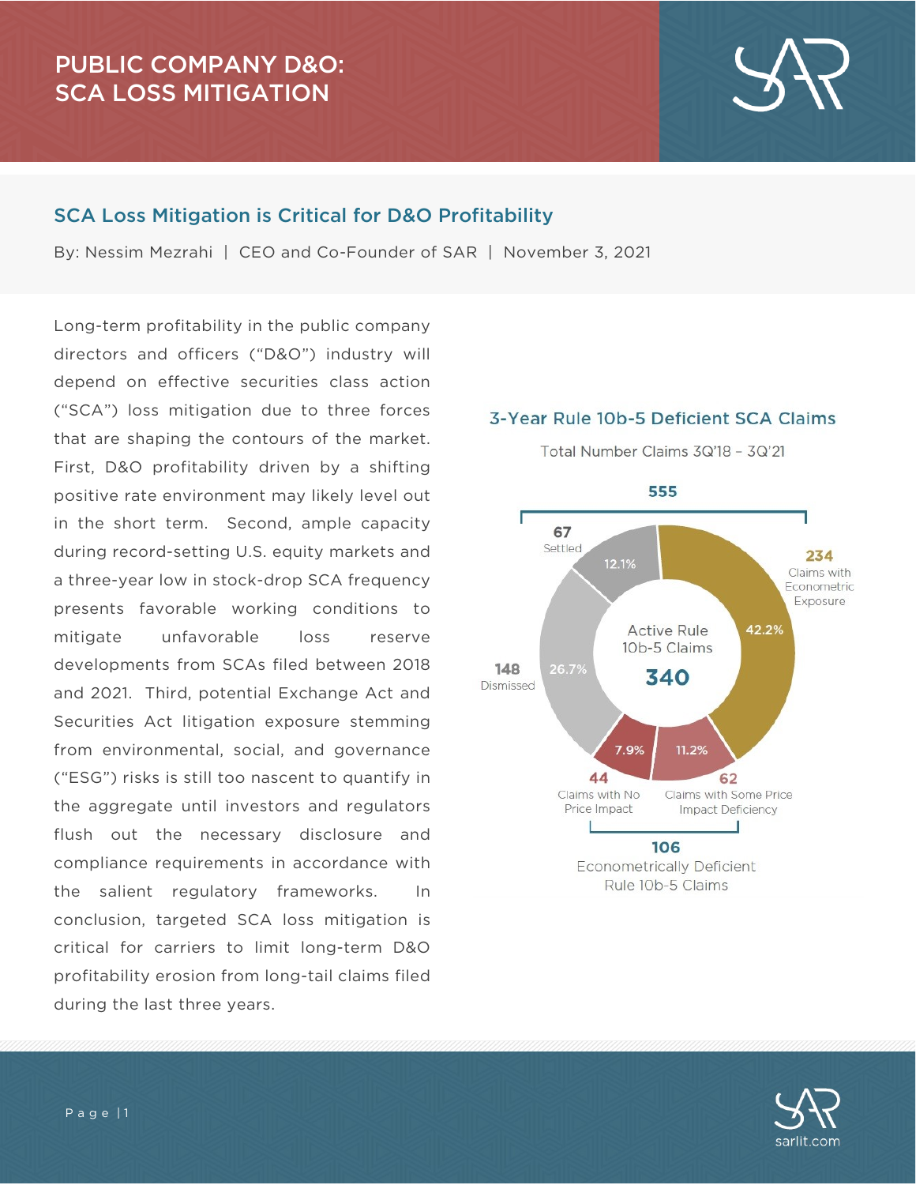# PUBLIC COMPANY D&O: SCA LOSS MITIGATION

## SCA Loss Mitigation is Critical for D&O Profitability

By: Nessim Mezrahi | CEO and Co-Founder of SAR | November 3, 2021

Long-term profitability in the public company directors and officers ("D&O") industry will depend on effective securities class action ("SCA") loss mitigation due to three forces that are shaping the contours of the market. First, D&O profitability driven by a shifting positive rate environment may likely level out in the short term. Second, ample capacity during record-setting U.S. equity markets and a three-year low in stock-drop SCA frequency presents favorable working conditions to mitigate unfavorable loss reserve developments from SCAs filed between 2018 and 2021. Third, potential Exchange Act and Securities Act litigation exposure stemming from environmental, social, and governance ("ESG") risks is still too nascent to quantify in the aggregate until investors and regulators flush out the necessary disclosure and compliance requirements in accordance with the salient regulatory frameworks. In conclusion, targeted SCA loss mitigation is critical for carriers to limit long-term D&O profitability erosion from long-tail claims filed during the last three years.

### 3-Year Rule 10b-5 Deficient SCA Claims

Total Number Claims 3Q'18 – 3Q'21

| Category | Number | Percent |
| --- | --- | --- |
| Total | 555 | |
| Settled | 67 | 12.1% |
| Dismissed | 148 | 26.7% |
| Active Rule 10b-5 Claims | 340 | |
| Claims with Econometric Exposure | 234 | 42.2% |
| Claims with Some Price Impact Deficiency | 62 | 11.2% |
| Claims with No Price Impact | 44 | 7.9% |
| Econometrically Deficient Rule 10b-5 Claims | 106 | |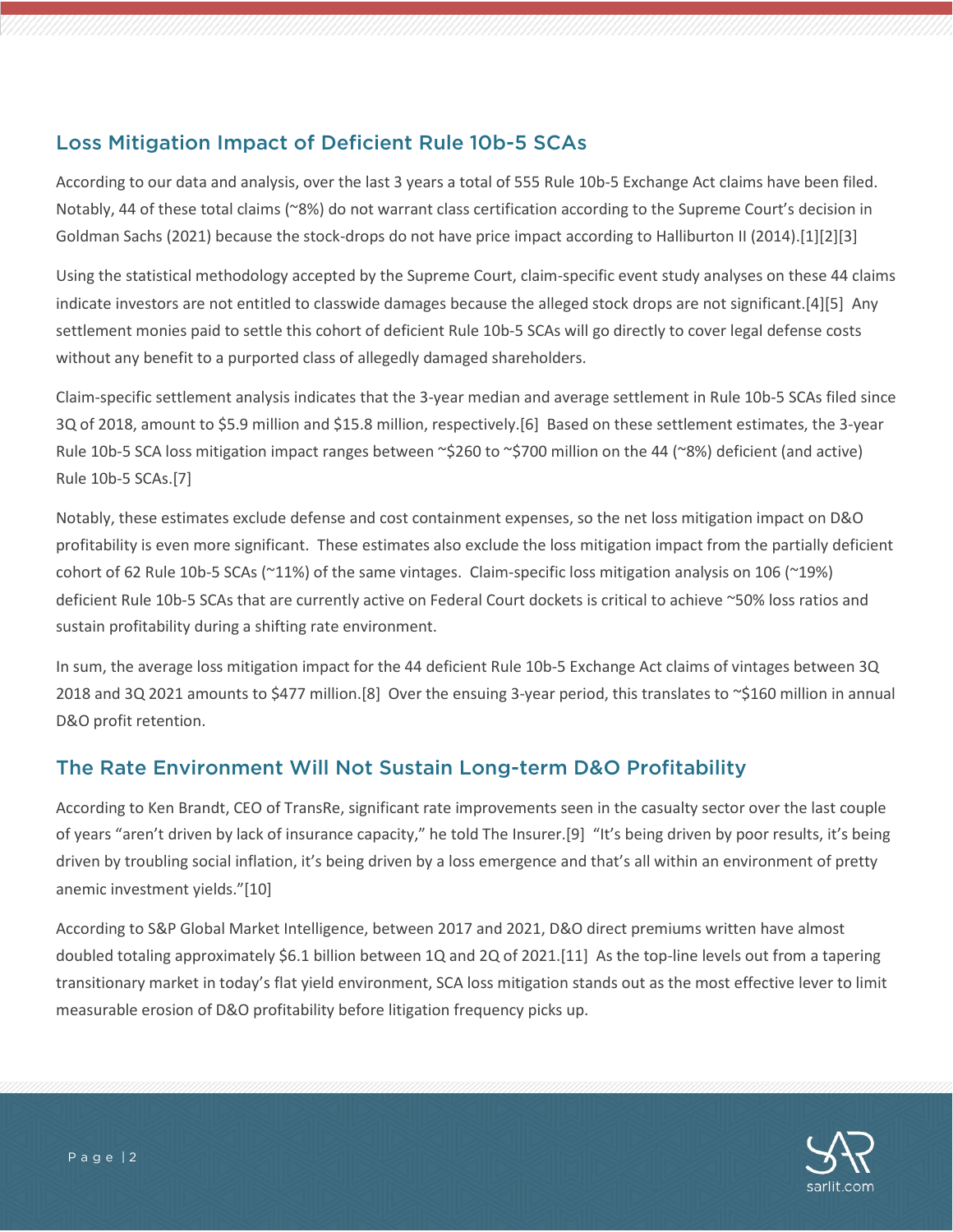## Loss Mitigation Impact of Deficient Rule 10b-5 SCAs

According to our data and analysis, over the last 3 years a total of 555 Rule 10b-5 Exchange Act claims have been filed. Notably, 44 of these total claims (~8%) do not warrant class certification according to the Supreme Court's decision in Goldman Sachs (2021) because the stock-drops do not have price impact according to Halliburton II (2014).[1][2][3]

Using the statistical methodology accepted by the Supreme Court, claim-specific event study analyses on these 44 claims indicate investors are not entitled to classwide damages because the alleged stock drops are not significant.[4][5] Any settlement monies paid to settle this cohort of deficient Rule 10b-5 SCAs will go directly to cover legal defense costs without any benefit to a purported class of allegedly damaged shareholders.

Claim-specific settlement analysis indicates that the 3-year median and average settlement in Rule 10b-5 SCAs filed since 3Q of 2018, amount to $5.9 million and $15.8 million, respectively.[6] Based on these settlement estimates, the 3-year Rule 10b-5 SCA loss mitigation impact ranges between ~$260 to ~$700 million on the 44 (~8%) deficient (and active) Rule 10b-5 SCAs.[7]

Notably, these estimates exclude defense and cost containment expenses, so the net loss mitigation impact on D&O profitability is even more significant. These estimates also exclude the loss mitigation impact from the partially deficient cohort of 62 Rule 10b-5 SCAs (~11%) of the same vintages. Claim-specific loss mitigation analysis on 106 (~19%) deficient Rule 10b-5 SCAs that are currently active on Federal Court dockets is critical to achieve ~50% loss ratios and sustain profitability during a shifting rate environment.

In sum, the average loss mitigation impact for the 44 deficient Rule 10b-5 Exchange Act claims of vintages between 3Q 2018 and 3Q 2021 amounts to $477 million.[8] Over the ensuing 3-year period, this translates to ~$160 million in annual D&O profit retention.

## The Rate Environment Will Not Sustain Long-term D&O Profitability

According to Ken Brandt, CEO of TransRe, significant rate improvements seen in the casualty sector over the last couple of years "aren't driven by lack of insurance capacity," he told The Insurer.[9] "It's being driven by poor results, it's being driven by troubling social inflation, it's being driven by a loss emergence and that's all within an environment of pretty anemic investment yields."[10]

According to S&P Global Market Intelligence, between 2017 and 2021, D&O direct premiums written have almost doubled totaling approximately $6.1 billion between 1Q and 2Q of 2021.[11] As the top-line levels out from a tapering transitionary market in today's flat yield environment, SCA loss mitigation stands out as the most effective lever to limit measurable erosion of D&O profitability before litigation frequency picks up.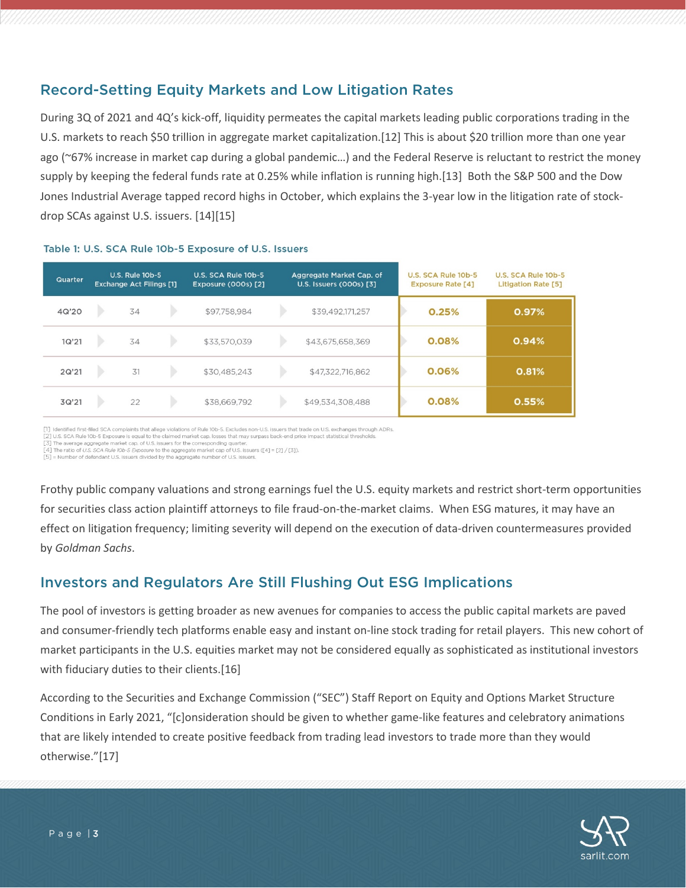## Record-Setting Equity Markets and Low Litigation Rates

During 3Q of 2021 and 4Q's kick-off, liquidity permeates the capital markets leading public corporations trading in the U.S. markets to reach $50 trillion in aggregate market capitalization.[12] This is about $20 trillion more than one year ago (~67% increase in market cap during a global pandemic…) and the Federal Reserve is reluctant to restrict the money supply by keeping the federal funds rate at 0.25% while inflation is running high.[13] Both the S&P 500 and the Dow Jones Industrial Average tapped record highs in October, which explains the 3-year low in the litigation rate of stock-drop SCAs against U.S. issuers. [14][15]

**Table 1: U.S. SCA Rule 10b-5 Exposure of U.S. Issuers**

| Quarter | U.S. Rule 10b-5 Exchange Act Filings [1] | U.S. SCA Rule 10b-5 Exposure (000s) [2] | Aggregate Market Cap. of U.S. Issuers (000s) [3] | U.S. SCA Rule 10b-5 Exposure Rate [4] | U.S. SCA Rule 10b-5 Litigation Rate [5] |
|---|---|---|---|---|---|
| 4Q'20 | 34 | $97,758,984 | $39,492,171,257 | 0.25% | 0.97% |
| 1Q'21 | 34 | $33,570,039 | $43,675,658,369 | 0.08% | 0.94% |
| 2Q'21 | 31 | $30,485,243 | $47,322,716,862 | 0.06% | 0.81% |
| 3Q'21 | 22 | $38,669,792 | $49,534,308,488 | 0.08% | 0.55% |

[1] Identified first-filed SCA complaints that allege violations of Rule 10b-5. Excludes non-U.S. issuers that trade on U.S. exchanges through ADRs.
[2] U.S. SCA Rule 10b-5 Exposure is equal to the claimed market cap. losses that may surpass back-end price impact statistical thresholds.
[3] The average aggregate market cap. of U.S. issuers for the corresponding quarter.
[4] The ratio of *U.S. SCA Rule 10b-5 Exposure* to the aggregate market cap of U.S. issuers ([4] = [2] / [3]).
[5] = Number of defendant U.S. issuers divided by the aggregate number of U.S. issuers.

Frothy public company valuations and strong earnings fuel the U.S. equity markets and restrict short-term opportunities for securities class action plaintiff attorneys to file fraud-on-the-market claims. When ESG matures, it may have an effect on litigation frequency; limiting severity will depend on the execution of data-driven countermeasures provided by *Goldman Sachs*.

## Investors and Regulators Are Still Flushing Out ESG Implications

The pool of investors is getting broader as new avenues for companies to access the public capital markets are paved and consumer-friendly tech platforms enable easy and instant on-line stock trading for retail players. This new cohort of market participants in the U.S. equities market may not be considered equally as sophisticated as institutional investors with fiduciary duties to their clients.[16]

According to the Securities and Exchange Commission ("SEC") Staff Report on Equity and Options Market Structure Conditions in Early 2021, "[c]onsideration should be given to whether game-like features and celebratory animations that are likely intended to create positive feedback from trading lead investors to trade more than they would otherwise."[17]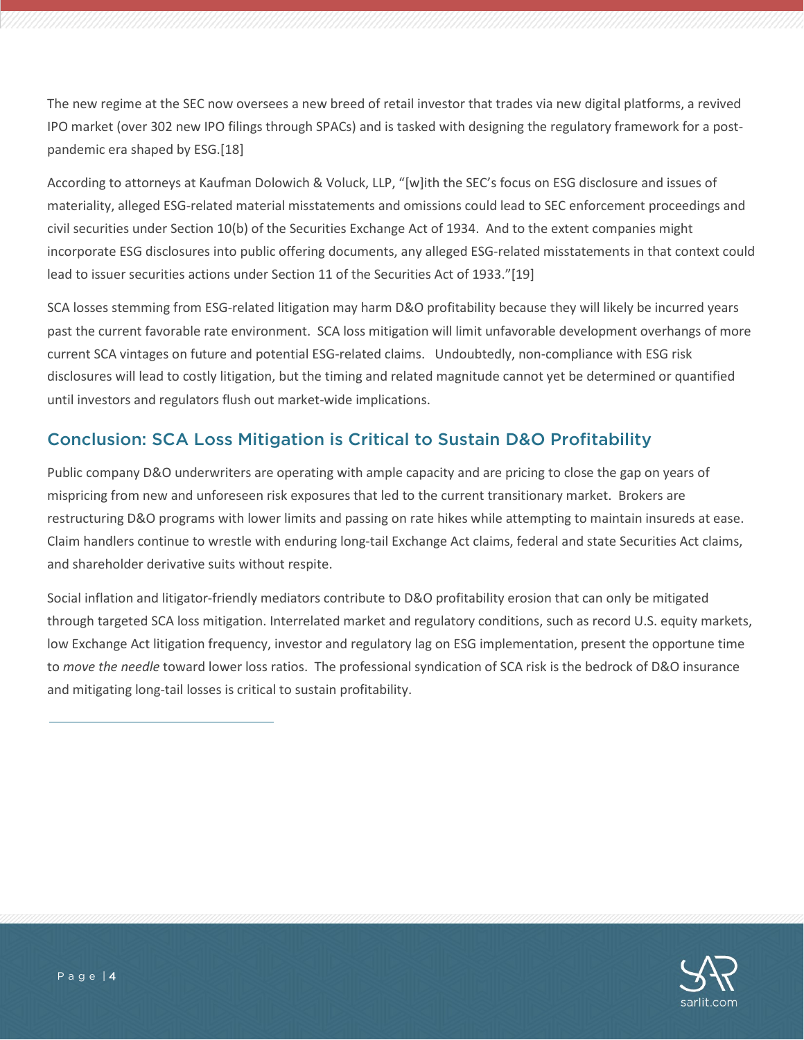The new regime at the SEC now oversees a new breed of retail investor that trades via new digital platforms, a revived IPO market (over 302 new IPO filings through SPACs) and is tasked with designing the regulatory framework for a post-pandemic era shaped by ESG.[18]

According to attorneys at Kaufman Dolowich & Voluck, LLP, "[w]ith the SEC's focus on ESG disclosure and issues of materiality, alleged ESG-related material misstatements and omissions could lead to SEC enforcement proceedings and civil securities under Section 10(b) of the Securities Exchange Act of 1934. And to the extent companies might incorporate ESG disclosures into public offering documents, any alleged ESG-related misstatements in that context could lead to issuer securities actions under Section 11 of the Securities Act of 1933."[19]

SCA losses stemming from ESG-related litigation may harm D&O profitability because they will likely be incurred years past the current favorable rate environment. SCA loss mitigation will limit unfavorable development overhangs of more current SCA vintages on future and potential ESG-related claims. Undoubtedly, non-compliance with ESG risk disclosures will lead to costly litigation, but the timing and related magnitude cannot yet be determined or quantified until investors and regulators flush out market-wide implications.

## Conclusion: SCA Loss Mitigation is Critical to Sustain D&O Profitability

Public company D&O underwriters are operating with ample capacity and are pricing to close the gap on years of mispricing from new and unforeseen risk exposures that led to the current transitionary market. Brokers are restructuring D&O programs with lower limits and passing on rate hikes while attempting to maintain insureds at ease. Claim handlers continue to wrestle with enduring long-tail Exchange Act claims, federal and state Securities Act claims, and shareholder derivative suits without respite.

Social inflation and litigator-friendly mediators contribute to D&O profitability erosion that can only be mitigated through targeted SCA loss mitigation. Interrelated market and regulatory conditions, such as record U.S. equity markets, low Exchange Act litigation frequency, investor and regulatory lag on ESG implementation, present the opportune time to *move the needle* toward lower loss ratios. The professional syndication of SCA risk is the bedrock of D&O insurance and mitigating long-tail losses is critical to sustain profitability.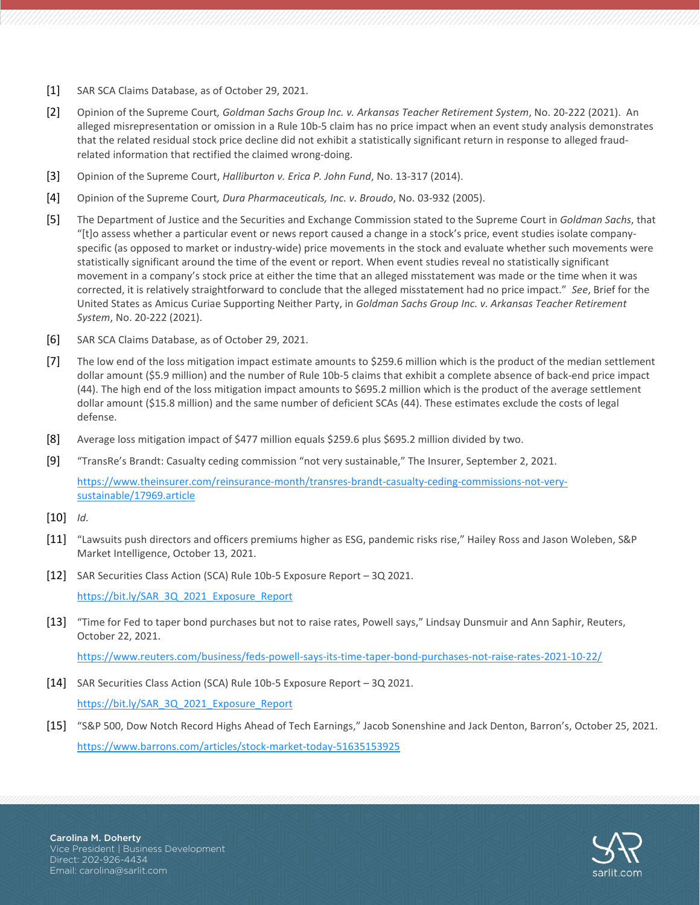[1] SAR SCA Claims Database, as of October 29, 2021.

[2] Opinion of the Supreme Court*, Goldman Sachs Group Inc. v. Arkansas Teacher Retirement System*, No. 20-222 (2021). An alleged misrepresentation or omission in a Rule 10b-5 claim has no price impact when an event study analysis demonstrates that the related residual stock price decline did not exhibit a statistically significant return in response to alleged fraud-related information that rectified the claimed wrong-doing.

[3] Opinion of the Supreme Court, *Halliburton v. Erica P. John Fund*, No. 13-317 (2014).

[4] Opinion of the Supreme Court*, Dura Pharmaceuticals, Inc. v. Broudo*, No. 03-932 (2005).

[5] The Department of Justice and the Securities and Exchange Commission stated to the Supreme Court in *Goldman Sachs*, that "[t]o assess whether a particular event or news report caused a change in a stock's price, event studies isolate company-specific (as opposed to market or industry-wide) price movements in the stock and evaluate whether such movements were statistically significant around the time of the event or report. When event studies reveal no statistically significant movement in a company's stock price at either the time that an alleged misstatement was made or the time when it was corrected, it is relatively straightforward to conclude that the alleged misstatement had no price impact." *See*, Brief for the United States as Amicus Curiae Supporting Neither Party, in *Goldman Sachs Group Inc. v. Arkansas Teacher Retirement System*, No. 20-222 (2021).

[6] SAR SCA Claims Database, as of October 29, 2021.

[7] The low end of the loss mitigation impact estimate amounts to $259.6 million which is the product of the median settlement dollar amount ($5.9 million) and the number of Rule 10b-5 claims that exhibit a complete absence of back-end price impact (44). The high end of the loss mitigation impact amounts to $695.2 million which is the product of the average settlement dollar amount ($15.8 million) and the same number of deficient SCAs (44). These estimates exclude the costs of legal defense.

[8] Average loss mitigation impact of $477 million equals $259.6 plus $695.2 million divided by two.

[9] "TransRe's Brandt: Casualty ceding commission "not very sustainable," The Insurer, September 2, 2021.

https://www.theinsurer.com/reinsurance-month/transres-brandt-casualty-ceding-commissions-not-very-sustainable/17969.article

[10] *Id.*

[11] "Lawsuits push directors and officers premiums higher as ESG, pandemic risks rise," Hailey Ross and Jason Woleben, S&P Market Intelligence, October 13, 2021.

[12] SAR Securities Class Action (SCA) Rule 10b-5 Exposure Report – 3Q 2021.

https://bit.ly/SAR_3Q_2021_Exposure_Report

[13] "Time for Fed to taper bond purchases but not to raise rates, Powell says," Lindsay Dunsmuir and Ann Saphir, Reuters, October 22, 2021.

https://www.reuters.com/business/feds-powell-says-its-time-taper-bond-purchases-not-raise-rates-2021-10-22/

[14] SAR Securities Class Action (SCA) Rule 10b-5 Exposure Report – 3Q 2021.

https://bit.ly/SAR_3Q_2021_Exposure_Report

[15] "S&P 500, Dow Notch Record Highs Ahead of Tech Earnings," Jacob Sonenshine and Jack Denton, Barron's, October 25, 2021.

https://www.barrons.com/articles/stock-market-today-51635153925

**Carolina M. Doherty**
Vice President | Business Development
Direct: 202-926-4434
Email: carolina@sarlit.com

sarlit.com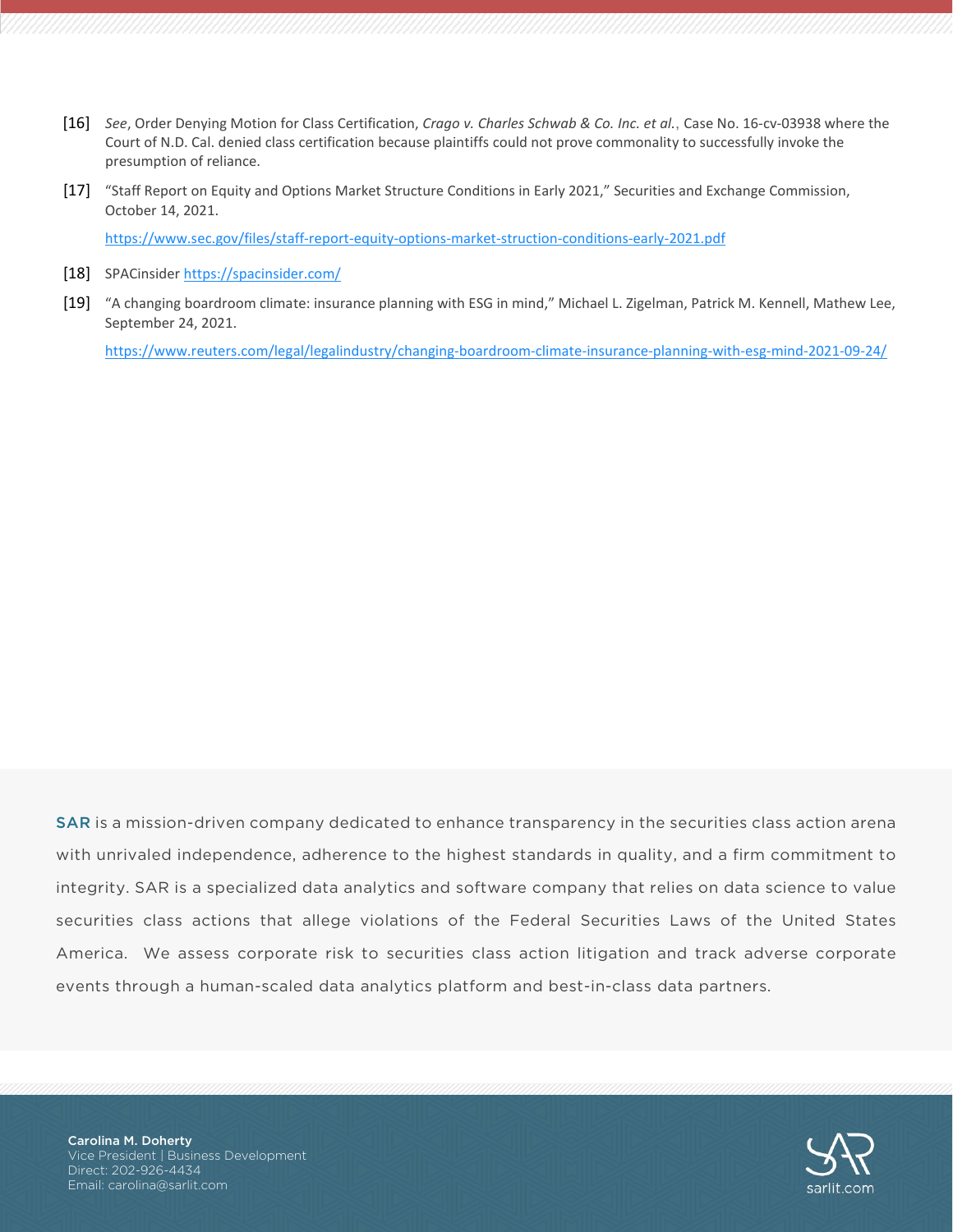[16] *See*, Order Denying Motion for Class Certification, *Crago v. Charles Schwab & Co. Inc. et al.*, Case No. 16-cv-03938 where the Court of N.D. Cal. denied class certification because plaintiffs could not prove commonality to successfully invoke the presumption of reliance.

[17] "Staff Report on Equity and Options Market Structure Conditions in Early 2021," Securities and Exchange Commission, October 14, 2021.

https://www.sec.gov/files/staff-report-equity-options-market-struction-conditions-early-2021.pdf

[18] SPACinsider https://spacinsider.com/

[19] "A changing boardroom climate: insurance planning with ESG in mind," Michael L. Zigelman, Patrick M. Kennell, Mathew Lee, September 24, 2021.

https://www.reuters.com/legal/legalindustry/changing-boardroom-climate-insurance-planning-with-esg-mind-2021-09-24/

SAR is a mission-driven company dedicated to enhance transparency in the securities class action arena with unrivaled independence, adherence to the highest standards in quality, and a firm commitment to integrity. SAR is a specialized data analytics and software company that relies on data science to value securities class actions that allege violations of the Federal Securities Laws of the United States America. We assess corporate risk to securities class action litigation and track adverse corporate events through a human-scaled data analytics platform and best-in-class data partners.

**Carolina M. Doherty**
Vice President | Business Development
Direct: 202-926-4434
Email: carolina@sarlit.com

sarlit.com